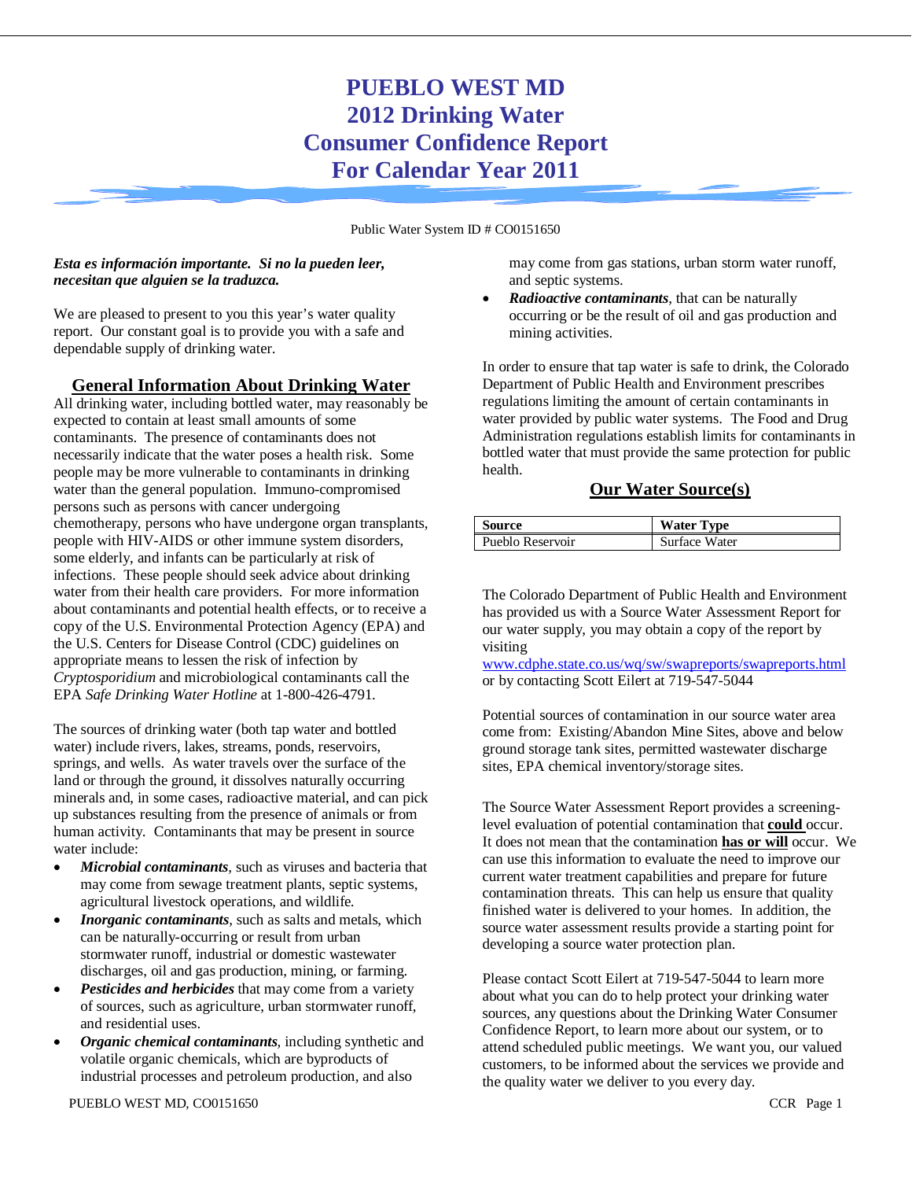# PUEBLO WEST MD
# 2012 Drinking Water Consumer Confidence Report For Calendar Year 2011

Public Water System ID # CO0151650

***Esta es información importante. Si no la pueden leer, necesitan que alguien se la traduzca.***

We are pleased to present to you this year's water quality report. Our constant goal is to provide you with a safe and dependable supply of drinking water.

## General Information About Drinking Water

All drinking water, including bottled water, may reasonably be expected to contain at least small amounts of some contaminants. The presence of contaminants does not necessarily indicate that the water poses a health risk. Some people may be more vulnerable to contaminants in drinking water than the general population. Immuno-compromised persons such as persons with cancer undergoing chemotherapy, persons who have undergone organ transplants, people with HIV-AIDS or other immune system disorders, some elderly, and infants can be particularly at risk of infections. These people should seek advice about drinking water from their health care providers. For more information about contaminants and potential health effects, or to receive a copy of the U.S. Environmental Protection Agency (EPA) and the U.S. Centers for Disease Control (CDC) guidelines on appropriate means to lessen the risk of infection by *Cryptosporidium* and microbiological contaminants call the EPA *Safe Drinking Water Hotline* at 1-800-426-4791.

The sources of drinking water (both tap water and bottled water) include rivers, lakes, streams, ponds, reservoirs, springs, and wells. As water travels over the surface of the land or through the ground, it dissolves naturally occurring minerals and, in some cases, radioactive material, and can pick up substances resulting from the presence of animals or from human activity. Contaminants that may be present in source water include:

- ***Microbial contaminants***, such as viruses and bacteria that may come from sewage treatment plants, septic systems, agricultural livestock operations, and wildlife.
- ***Inorganic contaminants***, such as salts and metals, which can be naturally-occurring or result from urban stormwater runoff, industrial or domestic wastewater discharges, oil and gas production, mining, or farming.
- ***Pesticides and herbicides*** that may come from a variety of sources, such as agriculture, urban stormwater runoff, and residential uses.
- ***Organic chemical contaminants***, including synthetic and volatile organic chemicals, which are byproducts of industrial processes and petroleum production, and also may come from gas stations, urban storm water runoff, and septic systems.
- ***Radioactive contaminants***, that can be naturally occurring or be the result of oil and gas production and mining activities.

In order to ensure that tap water is safe to drink, the Colorado Department of Public Health and Environment prescribes regulations limiting the amount of certain contaminants in water provided by public water systems. The Food and Drug Administration regulations establish limits for contaminants in bottled water that must provide the same protection for public health.

## Our Water Source(s)

| Source | Water Type |
|---|---|
| Pueblo Reservoir | Surface Water |

The Colorado Department of Public Health and Environment has provided us with a Source Water Assessment Report for our water supply, you may obtain a copy of the report by visiting www.cdphe.state.co.us/wq/sw/swapreports/swapreports.html or by contacting Scott Eilert at 719-547-5044

Potential sources of contamination in our source water area come from: Existing/Abandon Mine Sites, above and below ground storage tank sites, permitted wastewater discharge sites, EPA chemical inventory/storage sites.

The Source Water Assessment Report provides a screening-level evaluation of potential contamination that **could** occur. It does not mean that the contamination **has or will** occur. We can use this information to evaluate the need to improve our current water treatment capabilities and prepare for future contamination threats. This can help us ensure that quality finished water is delivered to your homes. In addition, the source water assessment results provide a starting point for developing a source water protection plan.

Please contact Scott Eilert at 719-547-5044 to learn more about what you can do to help protect your drinking water sources, any questions about the Drinking Water Consumer Confidence Report, to learn more about our system, or to attend scheduled public meetings. We want you, our valued customers, to be informed about the services we provide and the quality water we deliver to you every day.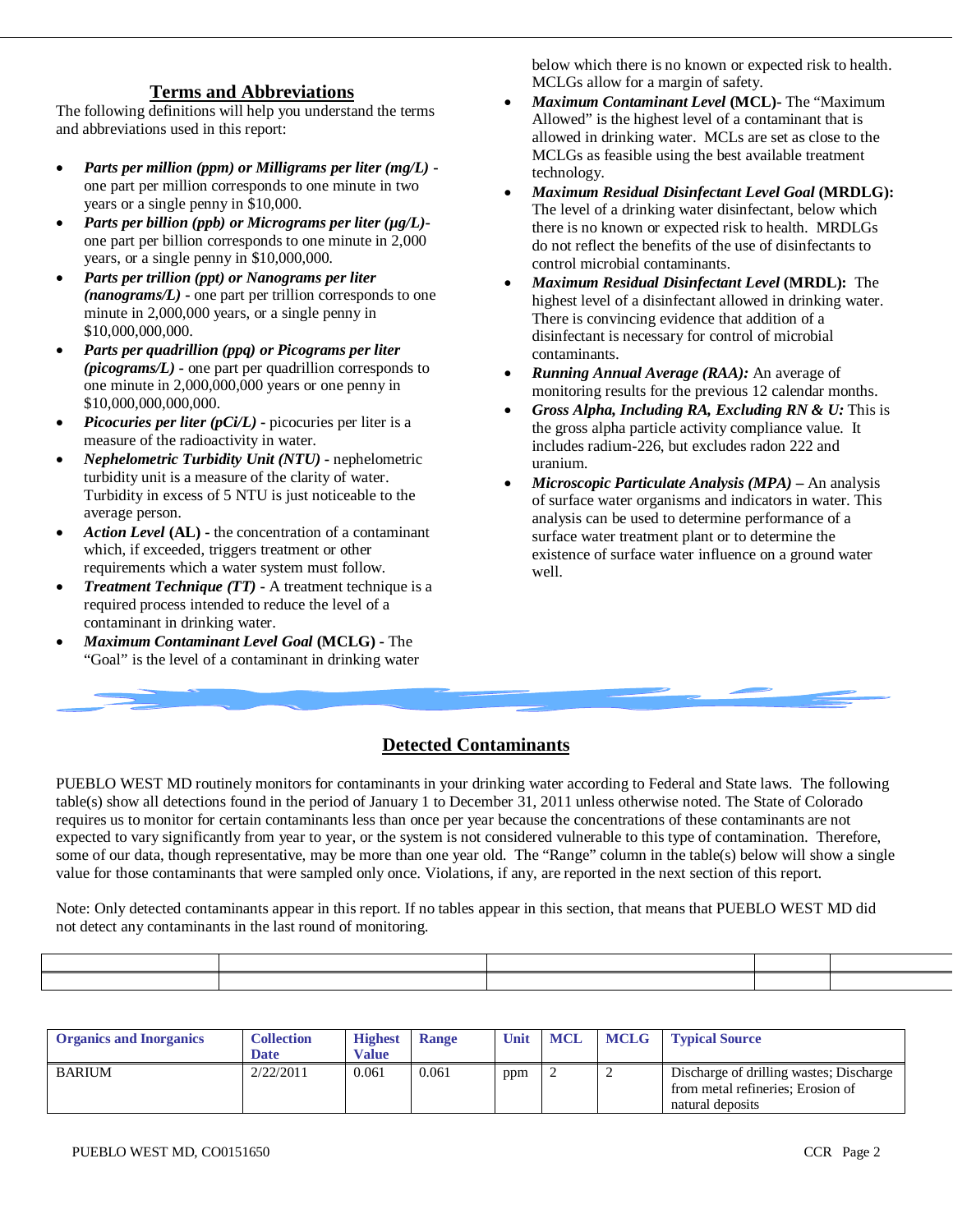## Terms and Abbreviations

The following definitions will help you understand the terms and abbreviations used in this report:

- ***Parts per million (ppm) or Milligrams per liter (mg/L)*** **-** one part per million corresponds to one minute in two years or a single penny in $10,000.
- ***Parts per billion (ppb) or Micrograms per liter (µg/L)*****-** one part per billion corresponds to one minute in 2,000 years, or a single penny in $10,000,000.
- ***Parts per trillion (ppt) or Nanograms per liter (nanograms/L)*** **-** one part per trillion corresponds to one minute in 2,000,000 years, or a single penny in $10,000,000,000.
- ***Parts per quadrillion (ppq) or Picograms per liter (picograms/L)*** **-** one part per quadrillion corresponds to one minute in 2,000,000,000 years or one penny in $10,000,000,000,000.
- ***Picocuries per liter (pCi/L)*** **-** picocuries per liter is a measure of the radioactivity in water.
- ***Nephelometric Turbidity Unit (NTU)*** **-** nephelometric turbidity unit is a measure of the clarity of water. Turbidity in excess of 5 NTU is just noticeable to the average person.
- ***Action Level*** **(AL) -** the concentration of a contaminant which, if exceeded, triggers treatment or other requirements which a water system must follow.
- ***Treatment Technique (TT)*** **-** A treatment technique is a required process intended to reduce the level of a contaminant in drinking water.
- ***Maximum Contaminant Level Goal*** **(MCLG) -** The "Goal" is the level of a contaminant in drinking water below which there is no known or expected risk to health. MCLGs allow for a margin of safety.
- ***Maximum Contaminant Level*** **(MCL)-** The "Maximum Allowed" is the highest level of a contaminant that is allowed in drinking water. MCLs are set as close to the MCLGs as feasible using the best available treatment technology.
- ***Maximum Residual Disinfectant Level Goal*** **(MRDLG):** The level of a drinking water disinfectant, below which there is no known or expected risk to health. MRDLGs do not reflect the benefits of the use of disinfectants to control microbial contaminants.
- ***Maximum Residual Disinfectant Level*** **(MRDL):** The highest level of a disinfectant allowed in drinking water. There is convincing evidence that addition of a disinfectant is necessary for control of microbial contaminants.
- ***Running Annual Average (RAA):*** An average of monitoring results for the previous 12 calendar months.
- ***Gross Alpha, Including RA, Excluding RN & U:*** This is the gross alpha particle activity compliance value. It includes radium-226, but excludes radon 222 and uranium.
- ***Microscopic Particulate Analysis (MPA) –*** An analysis of surface water organisms and indicators in water. This analysis can be used to determine performance of a surface water treatment plant or to determine the existence of surface water influence on a ground water well.

## Detected Contaminants

PUEBLO WEST MD routinely monitors for contaminants in your drinking water according to Federal and State laws. The following table(s) show all detections found in the period of January 1 to December 31, 2011 unless otherwise noted. The State of Colorado requires us to monitor for certain contaminants less than once per year because the concentrations of these contaminants are not expected to vary significantly from year to year, or the system is not considered vulnerable to this type of contamination. Therefore, some of our data, though representative, may be more than one year old. The "Range" column in the table(s) below will show a single value for those contaminants that were sampled only once. Violations, if any, are reported in the next section of this report.

Note: Only detected contaminants appear in this report. If no tables appear in this section, that means that PUEBLO WEST MD did not detect any contaminants in the last round of monitoring.

| Organics and Inorganics | Collection Date | Highest Value | Range | Unit | MCL | MCLG | Typical Source |
|---|---|---|---|---|---|---|---|
| BARIUM | 2/22/2011 | 0.061 | 0.061 | ppm | 2 | 2 | Discharge of drilling wastes; Discharge from metal refineries; Erosion of natural deposits |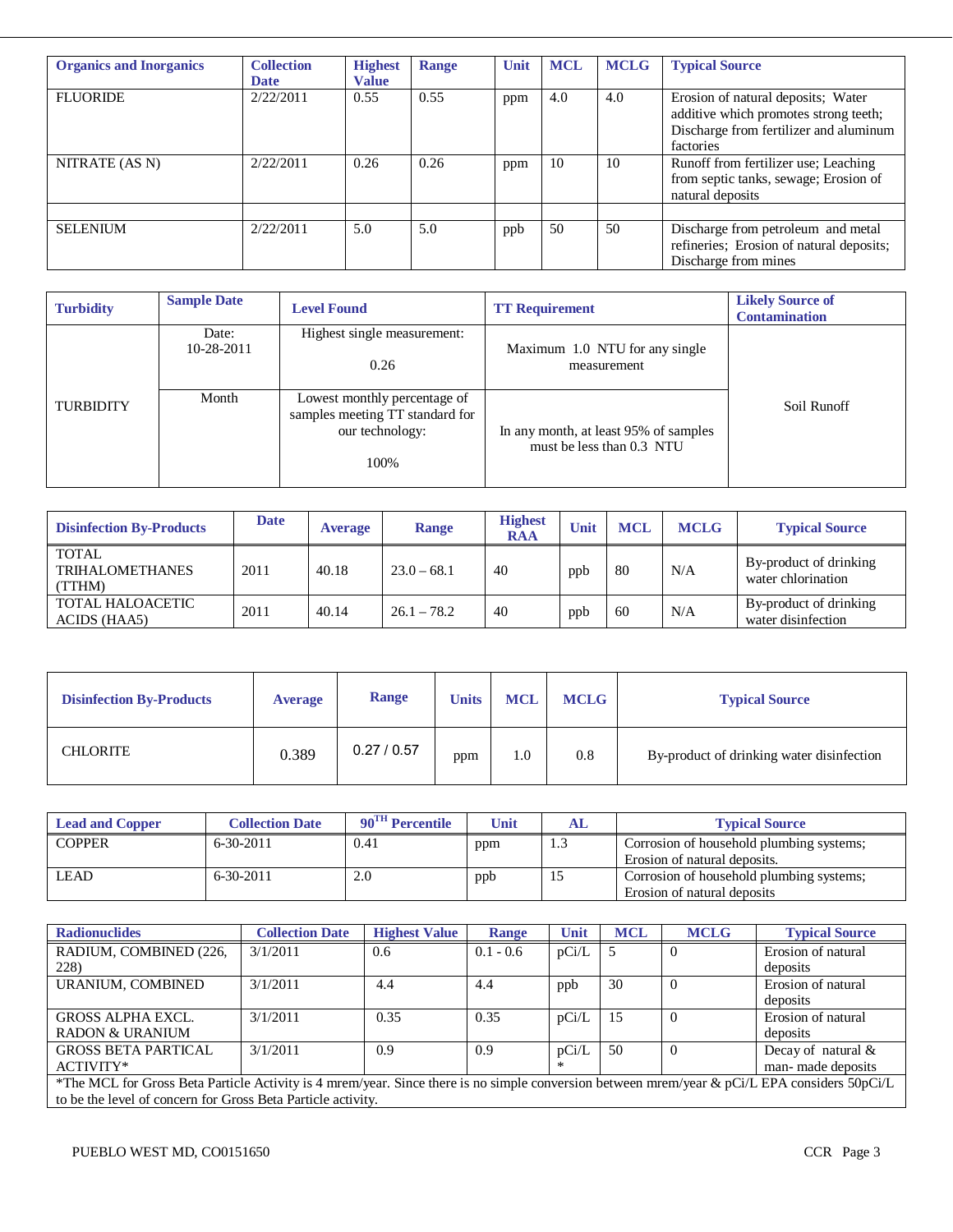| Organics and Inorganics | Collection Date | Highest Value | Range | Unit | MCL | MCLG | Typical Source |
|---|---|---|---|---|---|---|---|
| FLUORIDE | 2/22/2011 | 0.55 | 0.55 | ppm | 4.0 | 4.0 | Erosion of natural deposits; Water additive which promotes strong teeth; Discharge from fertilizer and aluminum factories |
| NITRATE (AS N) | 2/22/2011 | 0.26 | 0.26 | ppm | 10 | 10 | Runoff from fertilizer use; Leaching from septic tanks, sewage; Erosion of natural deposits |
| | | | | | | | |
| SELENIUM | 2/22/2011 | 5.0 | 5.0 | ppb | 50 | 50 | Discharge from petroleum and metal refineries; Erosion of natural deposits; Discharge from mines |

| Turbidity | Sample Date | Level Found | TT Requirement | Likely Source of Contamination |
|---|---|---|---|---|
| TURBIDITY | Date: 10-28-2011 | Highest single measurement: 0.26 | Maximum 1.0 NTU for any single measurement | Soil Runoff |
| | Month | Lowest monthly percentage of samples meeting TT standard for our technology: 100% | In any month, at least 95% of samples must be less than 0.3 NTU | |

| Disinfection By-Products | Date | Average | Range | Highest RAA | Unit | MCL | MCLG | Typical Source |
|---|---|---|---|---|---|---|---|---|
| TOTAL TRIHALOMETHANES (TTHM) | 2011 | 40.18 | 23.0 – 68.1 | 40 | ppb | 80 | N/A | By-product of drinking water chlorination |
| TOTAL HALOACETIC ACIDS (HAA5) | 2011 | 40.14 | 26.1 – 78.2 | 40 | ppb | 60 | N/A | By-product of drinking water disinfection |

| Disinfection By-Products | Average | Range | Units | MCL | MCLG | Typical Source |
|---|---|---|---|---|---|---|
| CHLORITE | 0.389 | 0.27 / 0.57 | ppm | 1.0 | 0.8 | By-product of drinking water disinfection |

| Lead and Copper | Collection Date | 90TH Percentile | Unit | AL | Typical Source |
|---|---|---|---|---|---|
| COPPER | 6-30-2011 | 0.41 | ppm | 1.3 | Corrosion of household plumbing systems; Erosion of natural deposits. |
| LEAD | 6-30-2011 | 2.0 | ppb | 15 | Corrosion of household plumbing systems; Erosion of natural deposits |

| Radionuclides | Collection Date | Highest Value | Range | Unit | MCL | MCLG | Typical Source |
|---|---|---|---|---|---|---|---|
| RADIUM, COMBINED (226, 228) | 3/1/2011 | 0.6 | 0.1 - 0.6 | pCi/L | 5 | 0 | Erosion of natural deposits |
| URANIUM, COMBINED | 3/1/2011 | 4.4 | 4.4 | ppb | 30 | 0 | Erosion of natural deposits |
| GROSS ALPHA EXCL. RADON & URANIUM | 3/1/2011 | 0.35 | 0.35 | pCi/L | 15 | 0 | Erosion of natural deposits |
| GROSS BETA PARTICAL ACTIVITY* | 3/1/2011 | 0.9 | 0.9 | pCi/L * | 50 | 0 | Decay of natural & man- made deposits |

*The MCL for Gross Beta Particle Activity is 4 mrem/year. Since there is no simple conversion between mrem/year & pCi/L EPA considers 50pCi/L to be the level of concern for Gross Beta Particle activity.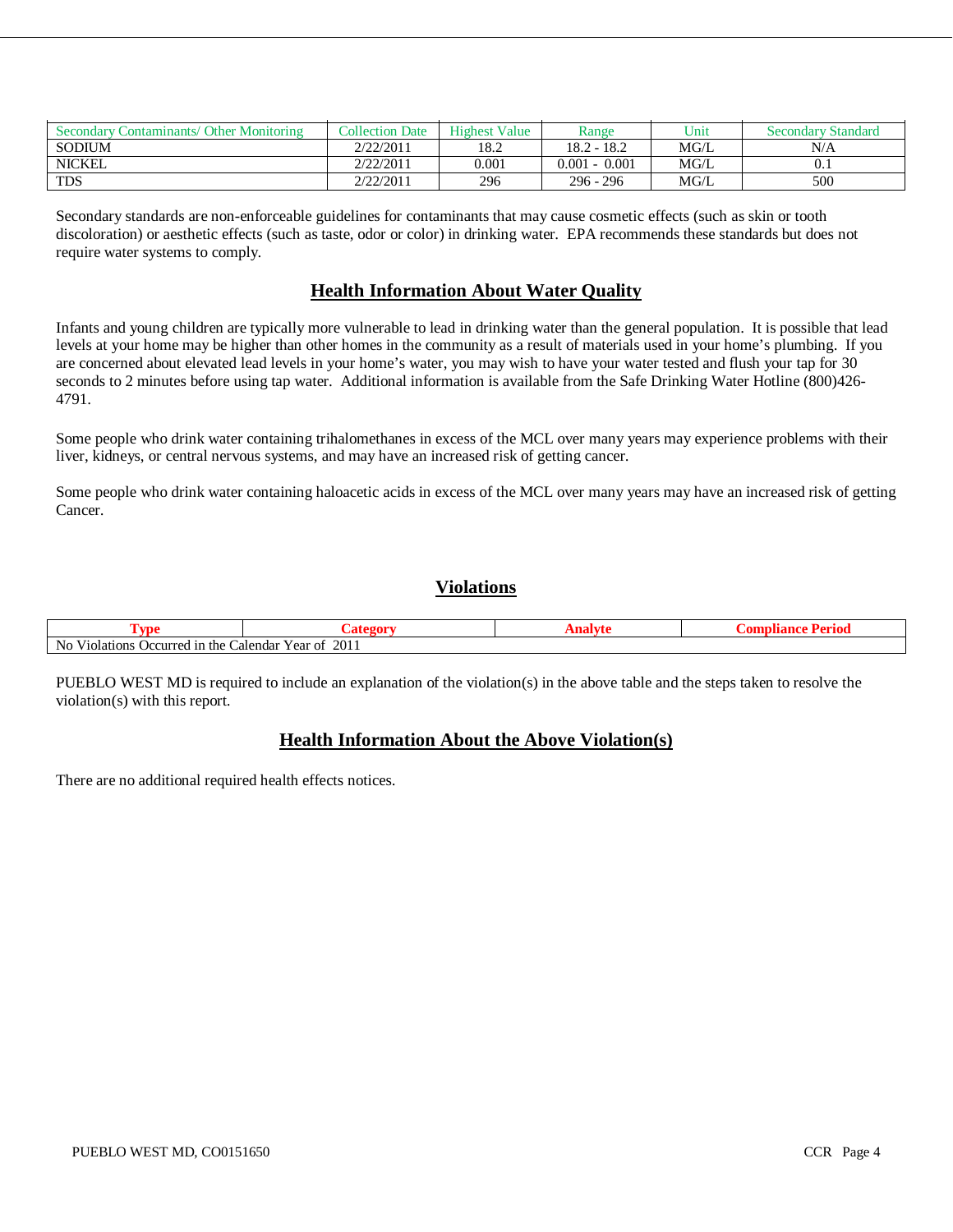| Secondary Contaminants/ Other Monitoring | Collection Date | Highest Value | Range | Unit | Secondary Standard |
|---|---|---|---|---|---|
| SODIUM | 2/22/2011 | 18.2 | 18.2 - 18.2 | MG/L | N/A |
| NICKEL | 2/22/2011 | 0.001 | 0.001 - 0.001 | MG/L | 0.1 |
| TDS | 2/22/2011 | 296 | 296 - 296 | MG/L | 500 |

Secondary standards are non-enforceable guidelines for contaminants that may cause cosmetic effects (such as skin or tooth discoloration) or aesthetic effects (such as taste, odor or color) in drinking water. EPA recommends these standards but does not require water systems to comply.

## Health Information About Water Quality

Infants and young children are typically more vulnerable to lead in drinking water than the general population. It is possible that lead levels at your home may be higher than other homes in the community as a result of materials used in your home's plumbing. If you are concerned about elevated lead levels in your home's water, you may wish to have your water tested and flush your tap for 30 seconds to 2 minutes before using tap water. Additional information is available from the Safe Drinking Water Hotline (800)426-4791.

Some people who drink water containing trihalomethanes in excess of the MCL over many years may experience problems with their liver, kidneys, or central nervous systems, and may have an increased risk of getting cancer.

Some people who drink water containing haloacetic acids in excess of the MCL over many years may have an increased risk of getting Cancer.

## Violations

| Type | Category | Analyte | Compliance Period |
|---|---|---|---|
| No Violations Occurred in the Calendar Year of 2011 | | | |

PUEBLO WEST MD is required to include an explanation of the violation(s) in the above table and the steps taken to resolve the violation(s) with this report.

## Health Information About the Above Violation(s)

There are no additional required health effects notices.